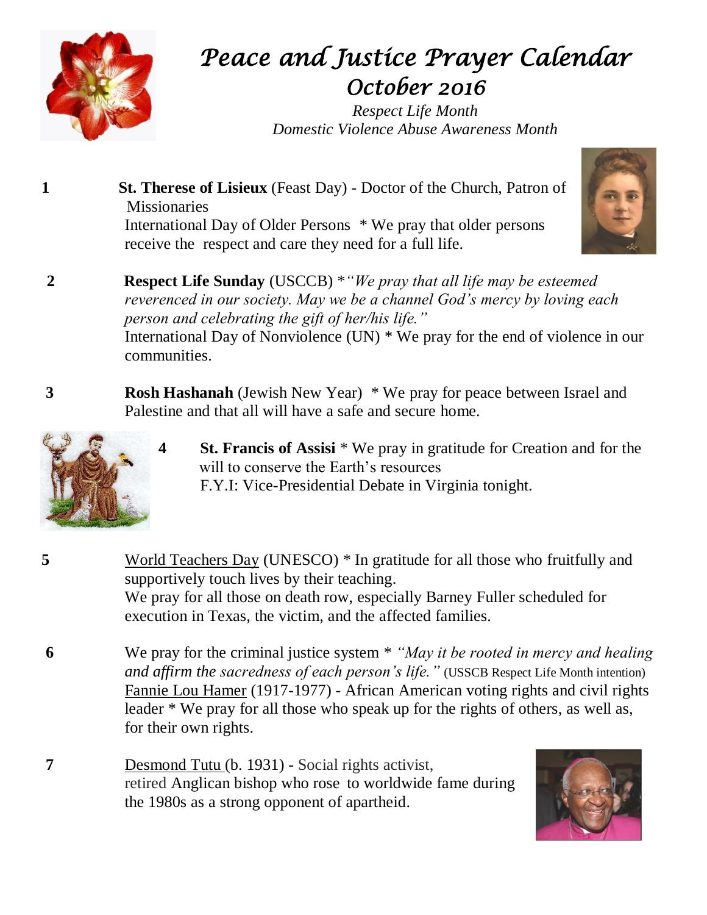# Peace and Justice Prayer Calendar
## October 2016

*Respect Life Month*
*Domestic Violence Abuse Awareness Month*

**1** **St. Therese of Lisieux** (Feast Day) - Doctor of the Church, Patron of Missionaries
International Day of Older Persons * We pray that older persons receive the respect and care they need for a full life.

**2** **Respect Life Sunday** (USCCB) **"We pray that all life may be esteemed reverenced in our society. May we be a channel God's mercy by loving each person and celebrating the gift of her/his life."*
International Day of Nonviolence (UN) * We pray for the end of violence in our communities.

**3** **Rosh Hashanah** (Jewish New Year) * We pray for peace between Israel and Palestine and that all will have a safe and secure home.

**4** **St. Francis of Assisi** * We pray in gratitude for Creation and for the will to conserve the Earth's resources
F.Y.I: Vice-Presidential Debate in Virginia tonight.

**5** World Teachers Day (UNESCO) * In gratitude for all those who fruitfully and supportively touch lives by their teaching.
We pray for all those on death row, especially Barney Fuller scheduled for execution in Texas, the victim, and the affected families.

**6** We pray for the criminal justice system * *"May it be rooted in mercy and healing and affirm the sacredness of each person's life."* (USSCB Respect Life Month intention)
Fannie Lou Hamer (1917-1977) - African American voting rights and civil rights leader * We pray for all those who speak up for the rights of others, as well as, for their own rights.

**7** Desmond Tutu (b. 1931) - Social rights activist, retired Anglican bishop who rose to worldwide fame during the 1980s as a strong opponent of apartheid.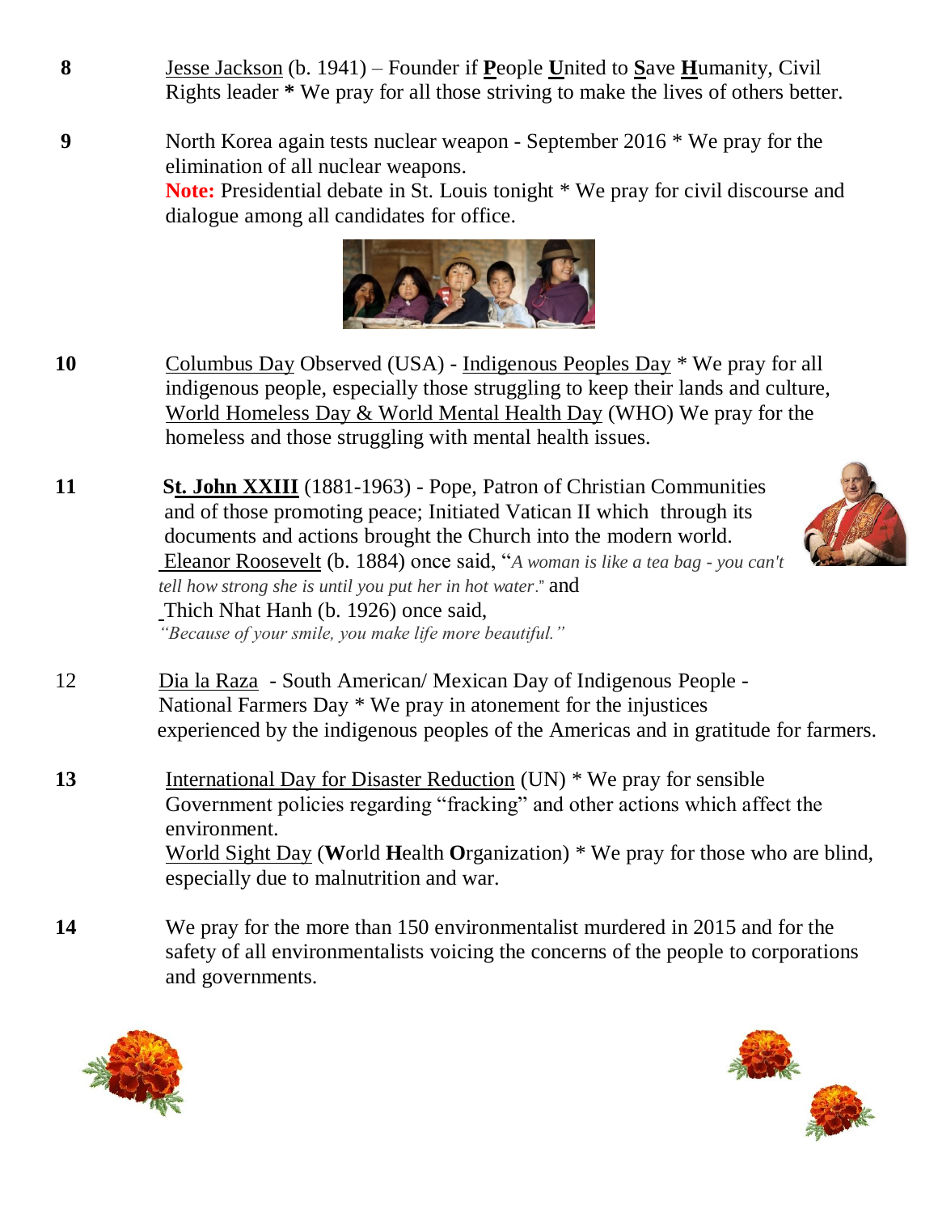**8** Jesse Jackson (b. 1941) – Founder if **P**eople **U**nited to **S**ave **H**umanity, Civil Rights leader * We pray for all those striving to make the lives of others better.

**9** North Korea again tests nuclear weapon - September 2016 * We pray for the elimination of all nuclear weapons.
**Note:** Presidential debate in St. Louis tonight * We pray for civil discourse and dialogue among all candidates for office.

**10** Columbus Day Observed (USA) - Indigenous Peoples Day * We pray for all indigenous people, especially those struggling to keep their lands and culture, World Homeless Day & World Mental Health Day (WHO) We pray for the homeless and those struggling with mental health issues.

**11** **St. John XXIII** (1881-1963) - Pope, Patron of Christian Communities and of those promoting peace; Initiated Vatican II which through its documents and actions brought the Church into the modern world.
Eleanor Roosevelt (b. 1884) once said, "*A woman is like a tea bag - you can't tell how strong she is until you put her in hot water*." and
Thich Nhat Hanh (b. 1926) once said,
*"Because of your smile, you make life more beautiful."*

12 Dia la Raza - South American/ Mexican Day of Indigenous People - National Farmers Day * We pray in atonement for the injustices experienced by the indigenous peoples of the Americas and in gratitude for farmers.

**13** International Day for Disaster Reduction (UN) * We pray for sensible Government policies regarding "fracking" and other actions which affect the environment.
World Sight Day (**W**orld **H**ealth **O**rganization) * We pray for those who are blind, especially due to malnutrition and war.

**14** We pray for the more than 150 environmentalist murdered in 2015 and for the safety of all environmentalists voicing the concerns of the people to corporations and governments.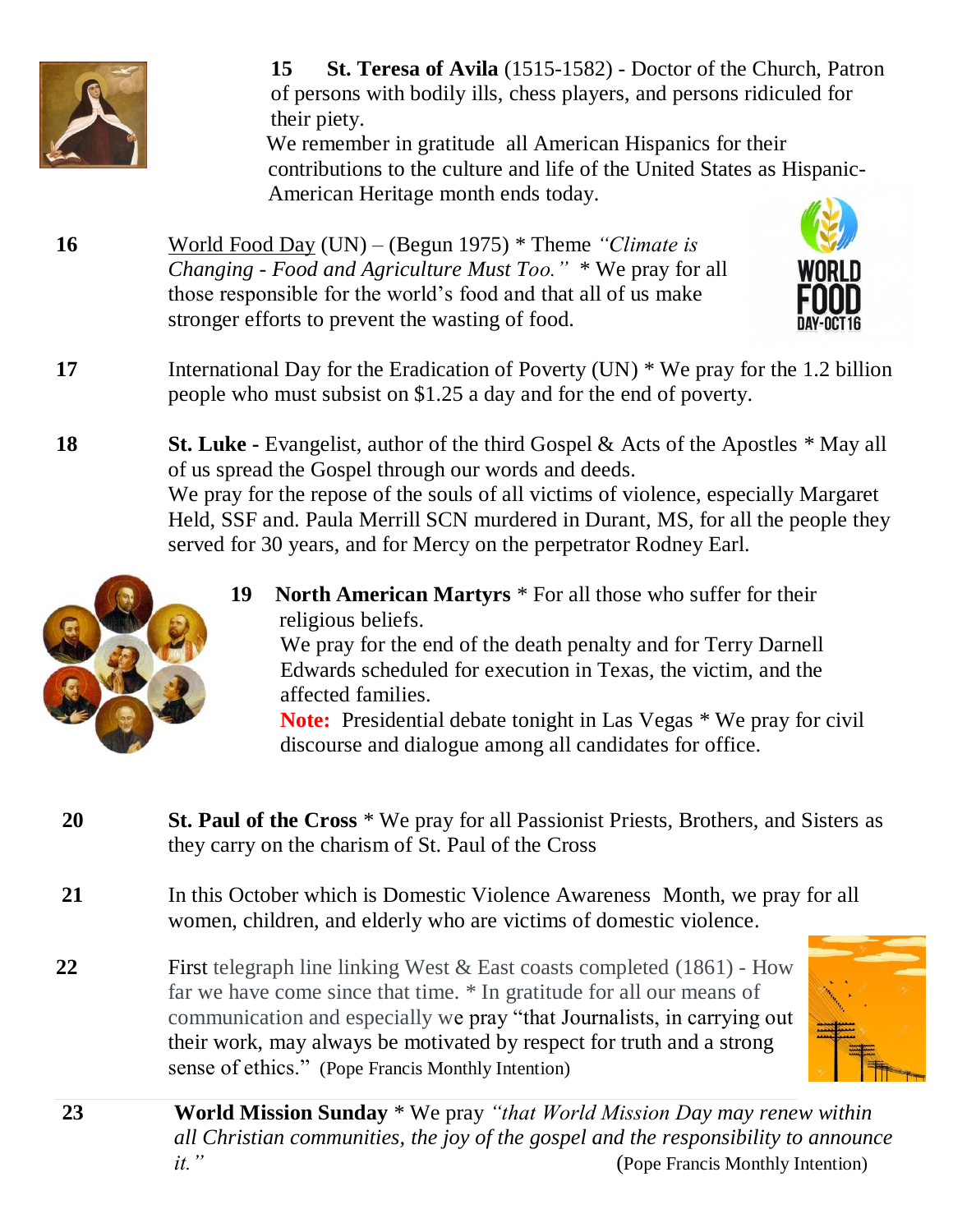**15** **St. Teresa of Avila** (1515-1582) - Doctor of the Church, Patron of persons with bodily ills, chess players, and persons ridiculed for their piety.
We remember in gratitude all American Hispanics for their contributions to the culture and life of the United States as Hispanic-American Heritage month ends today.

**16** World Food Day (UN) – (Begun 1975) * Theme *"Climate is Changing - Food and Agriculture Must Too."* * We pray for all those responsible for the world's food and that all of us make stronger efforts to prevent the wasting of food.

**17** International Day for the Eradication of Poverty (UN) * We pray for the 1.2 billion people who must subsist on $1.25 a day and for the end of poverty.

**18** **St. Luke -** Evangelist, author of the third Gospel & Acts of the Apostles * May all of us spread the Gospel through our words and deeds.
We pray for the repose of the souls of all victims of violence, especially Margaret Held, SSF and. Paula Merrill SCN murdered in Durant, MS, for all the people they served for 30 years, and for Mercy on the perpetrator Rodney Earl.

**19** **North American Martyrs** * For all those who suffer for their religious beliefs.
We pray for the end of the death penalty and for Terry Darnell Edwards scheduled for execution in Texas, the victim, and the affected families.
**Note:** Presidential debate tonight in Las Vegas * We pray for civil discourse and dialogue among all candidates for office.

**20** **St. Paul of the Cross** * We pray for all Passionist Priests, Brothers, and Sisters as they carry on the charism of St. Paul of the Cross

**21** In this October which is Domestic Violence Awareness Month, we pray for all women, children, and elderly who are victims of domestic violence.

**22** First telegraph line linking West & East coasts completed (1861) - How far we have come since that time. * In gratitude for all our means of communication and especially we pray "that Journalists, in carrying out their work, may always be motivated by respect for truth and a strong sense of ethics." (Pope Francis Monthly Intention)

**23** **World Mission Sunday** * We pray *"that World Mission Day may renew within all Christian communities, the joy of the gospel and the responsibility to announce it."* (Pope Francis Monthly Intention)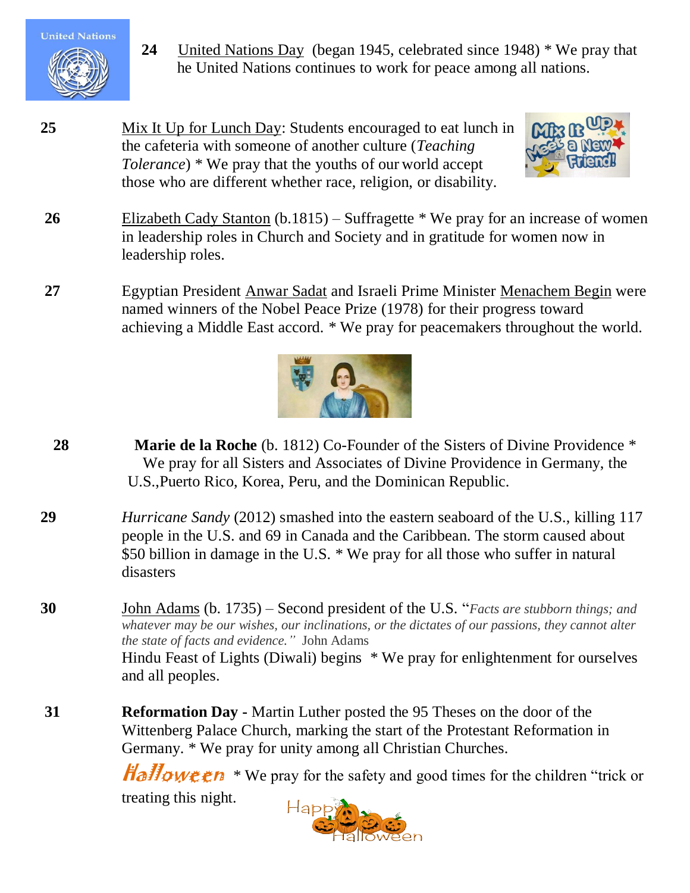**24** United Nations Day (began 1945, celebrated since 1948) * We pray that he United Nations continues to work for peace among all nations.

**25** Mix It Up for Lunch Day: Students encouraged to eat lunch in the cafeteria with someone of another culture (*Teaching Tolerance*) * We pray that the youths of our world accept those who are different whether race, religion, or disability.

**26** Elizabeth Cady Stanton (b.1815) – Suffragette * We pray for an increase of women in leadership roles in Church and Society and in gratitude for women now in leadership roles.

**27** Egyptian President Anwar Sadat and Israeli Prime Minister Menachem Begin were named winners of the Nobel Peace Prize (1978) for their progress toward achieving a Middle East accord. * We pray for peacemakers throughout the world.

**28** **Marie de la Roche** (b. 1812) Co-Founder of the Sisters of Divine Providence * We pray for all Sisters and Associates of Divine Providence in Germany, the U.S.,Puerto Rico, Korea, Peru, and the Dominican Republic.

**29** *Hurricane Sandy* (2012) smashed into the eastern seaboard of the U.S., killing 117 people in the U.S. and 69 in Canada and the Caribbean. The storm caused about $50 billion in damage in the U.S. * We pray for all those who suffer in natural disasters

**30** John Adams (b. 1735) – Second president of the U.S. "*Facts are stubborn things; and whatever may be our wishes, our inclinations, or the dictates of our passions, they cannot alter the state of facts and evidence."* John Adams

Hindu Feast of Lights (Diwali) begins * We pray for enlightenment for ourselves and all peoples.

**31** **Reformation Day -** Martin Luther posted the 95 Theses on the door of the Wittenberg Palace Church, marking the start of the Protestant Reformation in Germany. * We pray for unity among all Christian Churches.

*Halloween* * We pray for the safety and good times for the children "trick or treating this night.